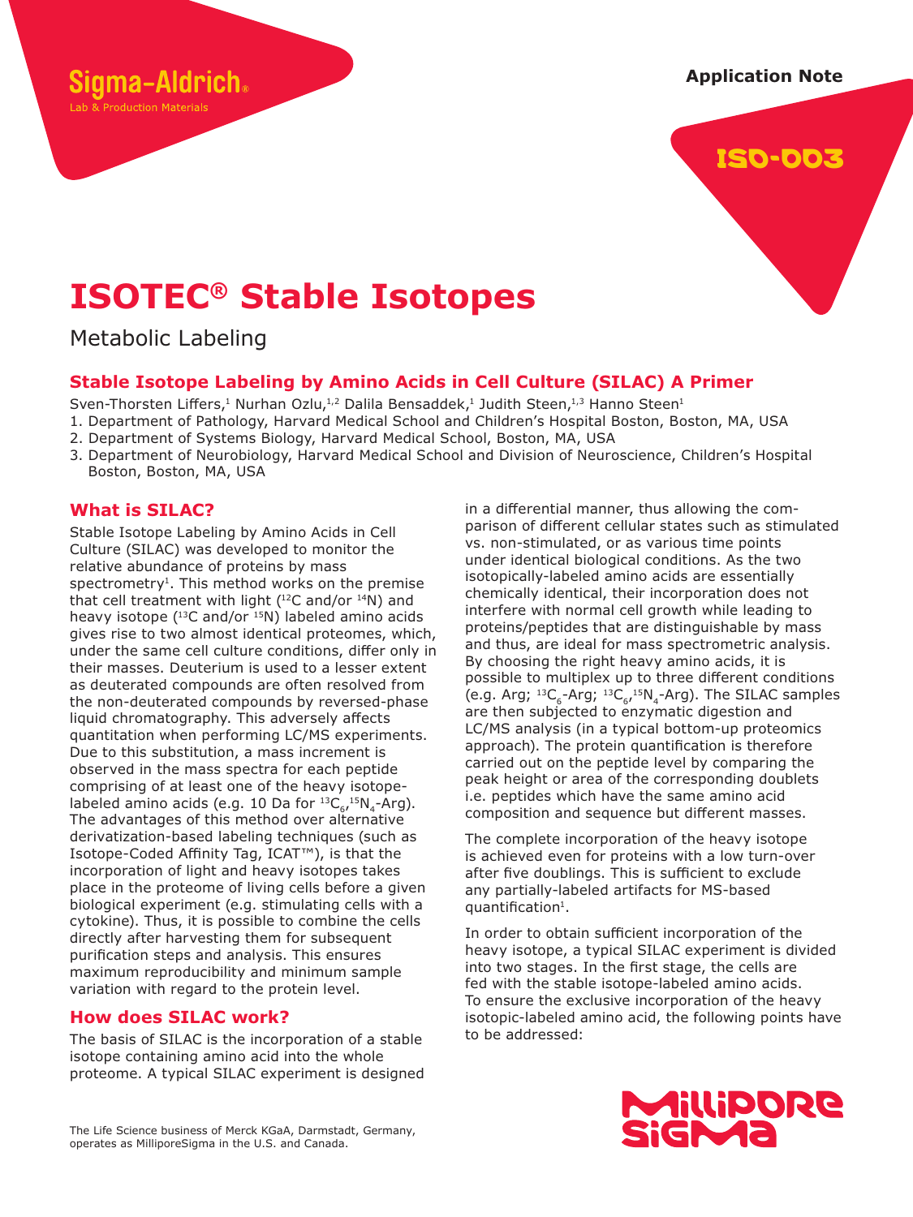Sigma-Aldrich® Lab & Production Materials

Application Note

ISO-003

# ISOTEC® Stable Isotopes

Metabolic Labeling

## Stable Isotope Labeling by Amino Acids in Cell Culture (SILAC) A Primer

Sven-Thorsten Liffers,[1] Nurhan Ozlu,[1,2] Dalila Bensaddek,[1] Judith Steen,[1,3] Hanno Steen[1]

1. Department of Pathology, Harvard Medical School and Children's Hospital Boston, Boston, MA, USA
2. Department of Systems Biology, Harvard Medical School, Boston, MA, USA
3. Department of Neurobiology, Harvard Medical School and Division of Neuroscience, Children's Hospital Boston, Boston, MA, USA

### What is SILAC?

Stable Isotope Labeling by Amino Acids in Cell Culture (SILAC) was developed to monitor the relative abundance of proteins by mass spectrometry[1]. This method works on the premise that cell treatment with light ($^{12}C$ and/or $^{14}N$) and heavy isotope ($^{13}C$ and/or $^{15}N$) labeled amino acids gives rise to two almost identical proteomes, which, under the same cell culture conditions, differ only in their masses. Deuterium is used to a lesser extent as deuterated compounds are often resolved from the non-deuterated compounds by reversed-phase liquid chromatography. This adversely affects quantitation when performing LC/MS experiments. Due to this substitution, a mass increment is observed in the mass spectra for each peptide comprising of at least one of the heavy isotope-labeled amino acids (e.g. 10 Da for $^{13}C_6$,$^{15}N_4$-Arg). The advantages of this method over alternative derivatization-based labeling techniques (such as Isotope-Coded Affinity Tag, ICAT™), is that the incorporation of light and heavy isotopes takes place in the proteome of living cells before a given biological experiment (e.g. stimulating cells with a cytokine). Thus, it is possible to combine the cells directly after harvesting them for subsequent purification steps and analysis. This ensures maximum reproducibility and minimum sample variation with regard to the protein level.

### How does SILAC work?

The basis of SILAC is the incorporation of a stable isotope containing amino acid into the whole proteome. A typical SILAC experiment is designed in a differential manner, thus allowing the comparison of different cellular states such as stimulated vs. non-stimulated, or as various time points under identical biological conditions. As the two isotopically-labeled amino acids are essentially chemically identical, their incorporation does not interfere with normal cell growth while leading to proteins/peptides that are distinguishable by mass and thus, are ideal for mass spectrometric analysis. By choosing the right heavy amino acids, it is possible to multiplex up to three different conditions (e.g. Arg; $^{13}C_6$-Arg; $^{13}C_6$,$^{15}N_4$-Arg). The SILAC samples are then subjected to enzymatic digestion and LC/MS analysis (in a typical bottom-up proteomics approach). The protein quantification is therefore carried out on the peptide level by comparing the peak height or area of the corresponding doublets i.e. peptides which have the same amino acid composition and sequence but different masses.

The complete incorporation of the heavy isotope is achieved even for proteins with a low turn-over after five doublings. This is sufficient to exclude any partially-labeled artifacts for MS-based quantification[1].

In order to obtain sufficient incorporation of the heavy isotope, a typical SILAC experiment is divided into two stages. In the first stage, the cells are fed with the stable isotope-labeled amino acids. To ensure the exclusive incorporation of the heavy isotopic-labeled amino acid, the following points have to be addressed:

The Life Science business of Merck KGaA, Darmstadt, Germany, operates as MilliporeSigma in the U.S. and Canada.

MilliporeSigma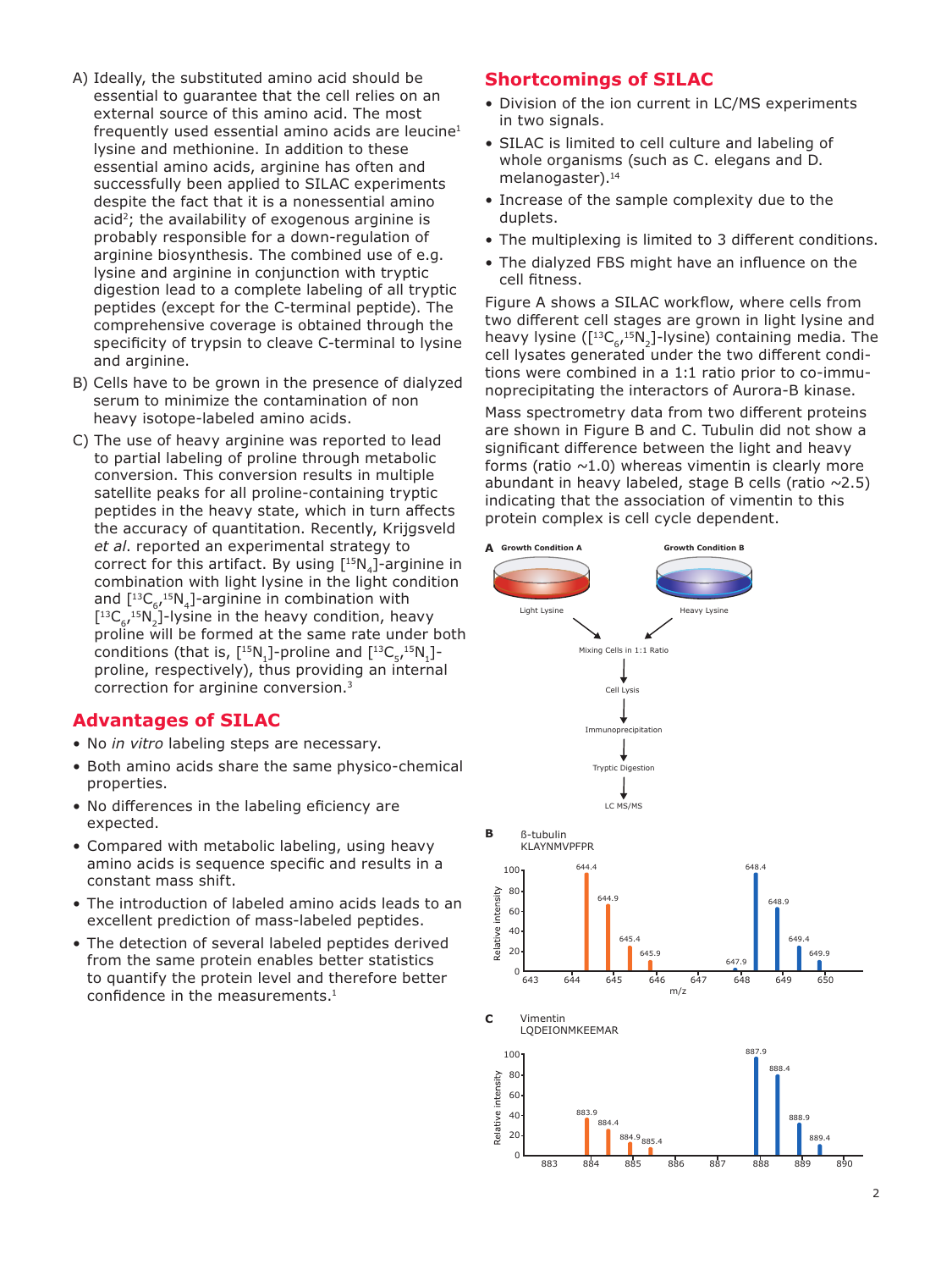A) Ideally, the substituted amino acid should be essential to guarantee that the cell relies on an external source of this amino acid. The most frequently used essential amino acids are leucine[1] lysine and methionine. In addition to these essential amino acids, arginine has often and successfully been applied to SILAC experiments despite the fact that it is a nonessential amino acid[2]; the availability of exogenous arginine is probably responsible for a down-regulation of arginine biosynthesis. The combined use of e.g. lysine and arginine in conjunction with tryptic digestion lead to a complete labeling of all tryptic peptides (except for the C-terminal peptide). The comprehensive coverage is obtained through the specificity of trypsin to cleave C-terminal to lysine and arginine.

B) Cells have to be grown in the presence of dialyzed serum to minimize the contamination of non heavy isotope-labeled amino acids.

C) The use of heavy arginine was reported to lead to partial labeling of proline through metabolic conversion. This conversion results in multiple satellite peaks for all proline-containing tryptic peptides in the heavy state, which in turn affects the accuracy of quantitation. Recently, Krijgsveld *et al*. reported an experimental strategy to correct for this artifact. By using [$^{15}N_4$]-arginine in combination with light lysine in the light condition and [$^{13}C_6$,$^{15}N_4$]-arginine in combination with [$^{13}C_6$,$^{15}N_2$]-lysine in the heavy condition, heavy proline will be formed at the same rate under both conditions (that is, [$^{15}N_1$]-proline and [$^{13}C_5$,$^{15}N_1$]-proline, respectively), thus providing an internal correction for arginine conversion.[3]

## Advantages of SILAC

- No *in vitro* labeling steps are necessary.
- Both amino acids share the same physico-chemical properties.
- No differences in the labeling eficiency are expected.
- Compared with metabolic labeling, using heavy amino acids is sequence specific and results in a constant mass shift.
- The introduction of labeled amino acids leads to an excellent prediction of mass-labeled peptides.
- The detection of several labeled peptides derived from the same protein enables better statistics to quantify the protein level and therefore better confidence in the measurements.[1]

## Shortcomings of SILAC

- Division of the ion current in LC/MS experiments in two signals.
- SILAC is limited to cell culture and labeling of whole organisms (such as C. elegans and D. melanogaster).[14]
- Increase of the sample complexity due to the duplets.
- The multiplexing is limited to 3 different conditions.
- The dialyzed FBS might have an influence on the cell fitness.

Figure A shows a SILAC workflow, where cells from two different cell stages are grown in light lysine and heavy lysine ([$^{13}C_6$,$^{15}N_2$]-lysine) containing media. The cell lysates generated under the two different conditions were combined in a 1:1 ratio prior to co-immunoprecipitating the interactors of Aurora-B kinase.

Mass spectrometry data from two different proteins are shown in Figure B and C. Tubulin did not show a significant difference between the light and heavy forms (ratio ~1.0) whereas vimentin is clearly more abundant in heavy labeled, stage B cells (ratio ~2.5) indicating that the association of vimentin to this protein complex is cell cycle dependent.

**A** Growth Condition A — Light Lysine; Growth Condition B — Heavy Lysine → Mixing Cells in 1:1 Ratio → Cell Lysis → Immunoprecipitation → Tryptic Digestion → LC MS/MS

**B** ß-tubulin KLAYNMVPFPR (peaks at m/z 644.4, 644.9, 645.4, 645.9, 647.9, 648.4, 648.9, 649.4, 649.9)

**C** Vimentin LQDEIONMKEEMAR (peaks at m/z 883.9, 884.4, 884.9, 885.4, 887.9, 888.4, 888.9, 889.4)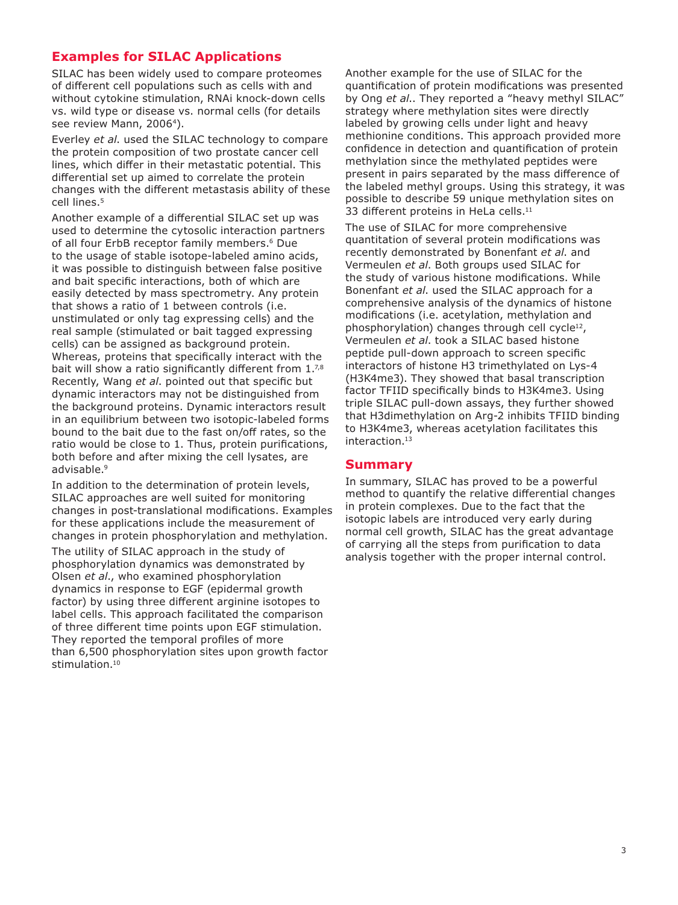## Examples for SILAC Applications

SILAC has been widely used to compare proteomes of different cell populations such as cells with and without cytokine stimulation, RNAi knock-down cells vs. wild type or disease vs. normal cells (for details see review Mann, 2006[4]).

Everley *et al.* used the SILAC technology to compare the protein composition of two prostate cancer cell lines, which differ in their metastatic potential. This differential set up aimed to correlate the protein changes with the different metastasis ability of these cell lines.[5]

Another example of a differential SILAC set up was used to determine the cytosolic interaction partners of all four ErbB receptor family members.[6] Due to the usage of stable isotope-labeled amino acids, it was possible to distinguish between false positive and bait specific interactions, both of which are easily detected by mass spectrometry. Any protein that shows a ratio of 1 between controls (i.e. unstimulated or only tag expressing cells) and the real sample (stimulated or bait tagged expressing cells) can be assigned as background protein. Whereas, proteins that specifically interact with the bait will show a ratio significantly different from 1.[7,8] Recently, Wang *et al.* pointed out that specific but dynamic interactors may not be distinguished from the background proteins. Dynamic interactors result in an equilibrium between two isotopic-labeled forms bound to the bait due to the fast on/off rates, so the ratio would be close to 1. Thus, protein purifications, both before and after mixing the cell lysates, are advisable.[9]

In addition to the determination of protein levels, SILAC approaches are well suited for monitoring changes in post-translational modifications. Examples for these applications include the measurement of changes in protein phosphorylation and methylation.

The utility of SILAC approach in the study of phosphorylation dynamics was demonstrated by Olsen *et al.*, who examined phosphorylation dynamics in response to EGF (epidermal growth factor) by using three different arginine isotopes to label cells. This approach facilitated the comparison of three different time points upon EGF stimulation. They reported the temporal profiles of more than 6,500 phosphorylation sites upon growth factor stimulation.[10]

Another example for the use of SILAC for the quantification of protein modifications was presented by Ong *et al.*. They reported a "heavy methyl SILAC" strategy where methylation sites were directly labeled by growing cells under light and heavy methionine conditions. This approach provided more confidence in detection and quantification of protein methylation since the methylated peptides were present in pairs separated by the mass difference of the labeled methyl groups. Using this strategy, it was possible to describe 59 unique methylation sites on 33 different proteins in HeLa cells.[11]

The use of SILAC for more comprehensive quantitation of several protein modifications was recently demonstrated by Bonenfant *et al.* and Vermeulen *et al.* Both groups used SILAC for the study of various histone modifications. While Bonenfant *et al.* used the SILAC approach for a comprehensive analysis of the dynamics of histone modifications (i.e. acetylation, methylation and phosphorylation) changes through cell cycle[12], Vermeulen *et al.* took a SILAC based histone peptide pull-down approach to screen specific interactors of histone H3 trimethylated on Lys-4 (H3K4me3). They showed that basal transcription factor TFIID specifically binds to H3K4me3. Using triple SILAC pull-down assays, they further showed that H3dimethylation on Arg-2 inhibits TFIID binding to H3K4me3, whereas acetylation facilitates this interaction.[13]

## Summary

In summary, SILAC has proved to be a powerful method to quantify the relative differential changes in protein complexes. Due to the fact that the isotopic labels are introduced very early during normal cell growth, SILAC has the great advantage of carrying all the steps from purification to data analysis together with the proper internal control.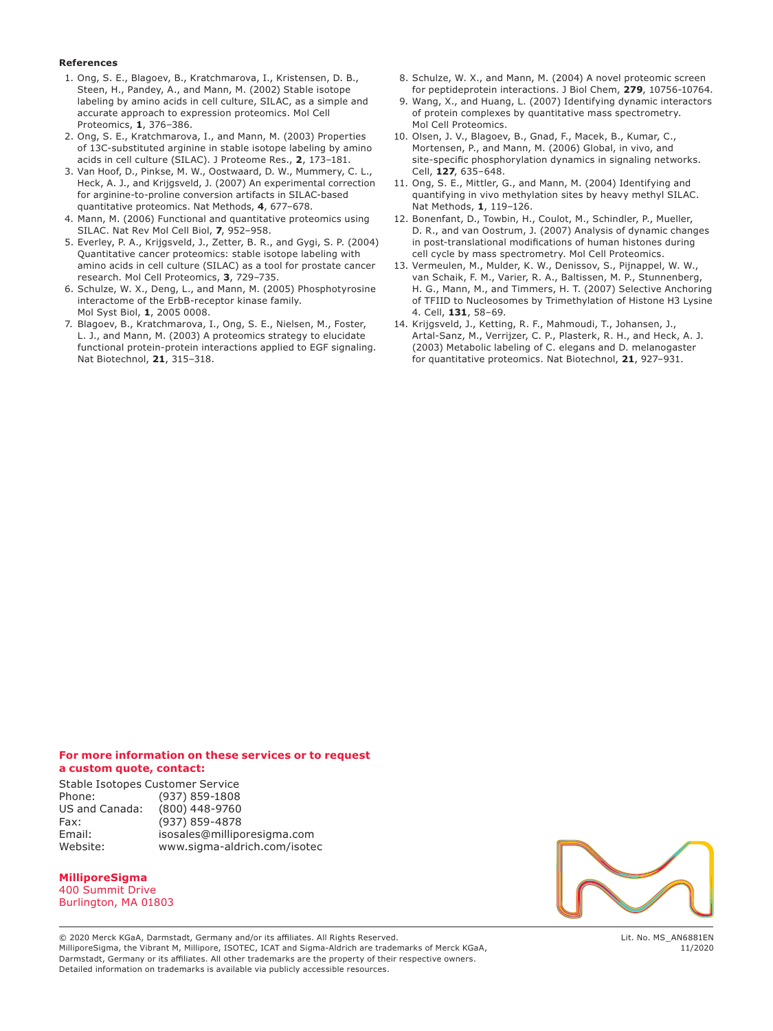**References**

1. Ong, S. E., Blagoev, B., Kratchmarova, I., Kristensen, D. B., Steen, H., Pandey, A., and Mann, M. (2002) Stable isotope labeling by amino acids in cell culture, SILAC, as a simple and accurate approach to expression proteomics. Mol Cell Proteomics, **1**, 376–386.
2. Ong, S. E., Kratchmarova, I., and Mann, M. (2003) Properties of 13C-substituted arginine in stable isotope labeling by amino acids in cell culture (SILAC). J Proteome Res., **2**, 173–181.
3. Van Hoof, D., Pinkse, M. W., Oostwaard, D. W., Mummery, C. L., Heck, A. J., and Krijgsveld, J. (2007) An experimental correction for arginine-to-proline conversion artifacts in SILAC-based quantitative proteomics. Nat Methods, **4**, 677–678.
4. Mann, M. (2006) Functional and quantitative proteomics using SILAC. Nat Rev Mol Cell Biol, **7**, 952–958.
5. Everley, P. A., Krijgsveld, J., Zetter, B. R., and Gygi, S. P. (2004) Quantitative cancer proteomics: stable isotope labeling with amino acids in cell culture (SILAC) as a tool for prostate cancer research. Mol Cell Proteomics, **3**, 729–735.
6. Schulze, W. X., Deng, L., and Mann, M. (2005) Phosphotyrosine interactome of the ErbB-receptor kinase family. Mol Syst Biol, **1**, 2005 0008.
7. Blagoev, B., Kratchmarova, I., Ong, S. E., Nielsen, M., Foster, L. J., and Mann, M. (2003) A proteomics strategy to elucidate functional protein-protein interactions applied to EGF signaling. Nat Biotechnol, **21**, 315–318.
8. Schulze, W. X., and Mann, M. (2004) A novel proteomic screen for peptideprotein interactions. J Biol Chem, **279**, 10756-10764.
9. Wang, X., and Huang, L. (2007) Identifying dynamic interactors of protein complexes by quantitative mass spectrometry. Mol Cell Proteomics.
10. Olsen, J. V., Blagoev, B., Gnad, F., Macek, B., Kumar, C., Mortensen, P., and Mann, M. (2006) Global, in vivo, and site-specific phosphorylation dynamics in signaling networks. Cell, **127**, 635–648.
11. Ong, S. E., Mittler, G., and Mann, M. (2004) Identifying and quantifying in vivo methylation sites by heavy methyl SILAC. Nat Methods, **1**, 119–126.
12. Bonenfant, D., Towbin, H., Coulot, M., Schindler, P., Mueller, D. R., and van Oostrum, J. (2007) Analysis of dynamic changes in post-translational modifications of human histones during cell cycle by mass spectrometry. Mol Cell Proteomics.
13. Vermeulen, M., Mulder, K. W., Denissov, S., Pijnappel, W. W., van Schaik, F. M., Varier, R. A., Baltissen, M. P., Stunnenberg, H. G., Mann, M., and Timmers, H. T. (2007) Selective Anchoring of TFIID to Nucleosomes by Trimethylation of Histone H3 Lysine 4. Cell, **131**, 58–69.
14. Krijgsveld, J., Ketting, R. F., Mahmoudi, T., Johansen, J., Artal-Sanz, M., Verrijzer, C. P., Plasterk, R. H., and Heck, A. J. (2003) Metabolic labeling of C. elegans and D. melanogaster for quantitative proteomics. Nat Biotechnol, **21**, 927–931.

**For more information on these services or to request a custom quote, contact:**

Stable Isotopes Customer Service
Phone: (937) 859-1808
US and Canada: (800) 448-9760
Fax: (937) 859-4878
Email: isosales@milliporesigma.com
Website: www.sigma-aldrich.com/isotec

**MilliporeSigma**
400 Summit Drive
Burlington, MA 01803

© 2020 Merck KGaA, Darmstadt, Germany and/or its affiliates. All Rights Reserved. MilliporeSigma, the Vibrant M, Millipore, ISOTEC, ICAT and Sigma-Aldrich are trademarks of Merck KGaA, Darmstadt, Germany or its affiliates. All other trademarks are the property of their respective owners. Detailed information on trademarks is available via publicly accessible resources.

Lit. No. MS_AN6881EN
11/2020